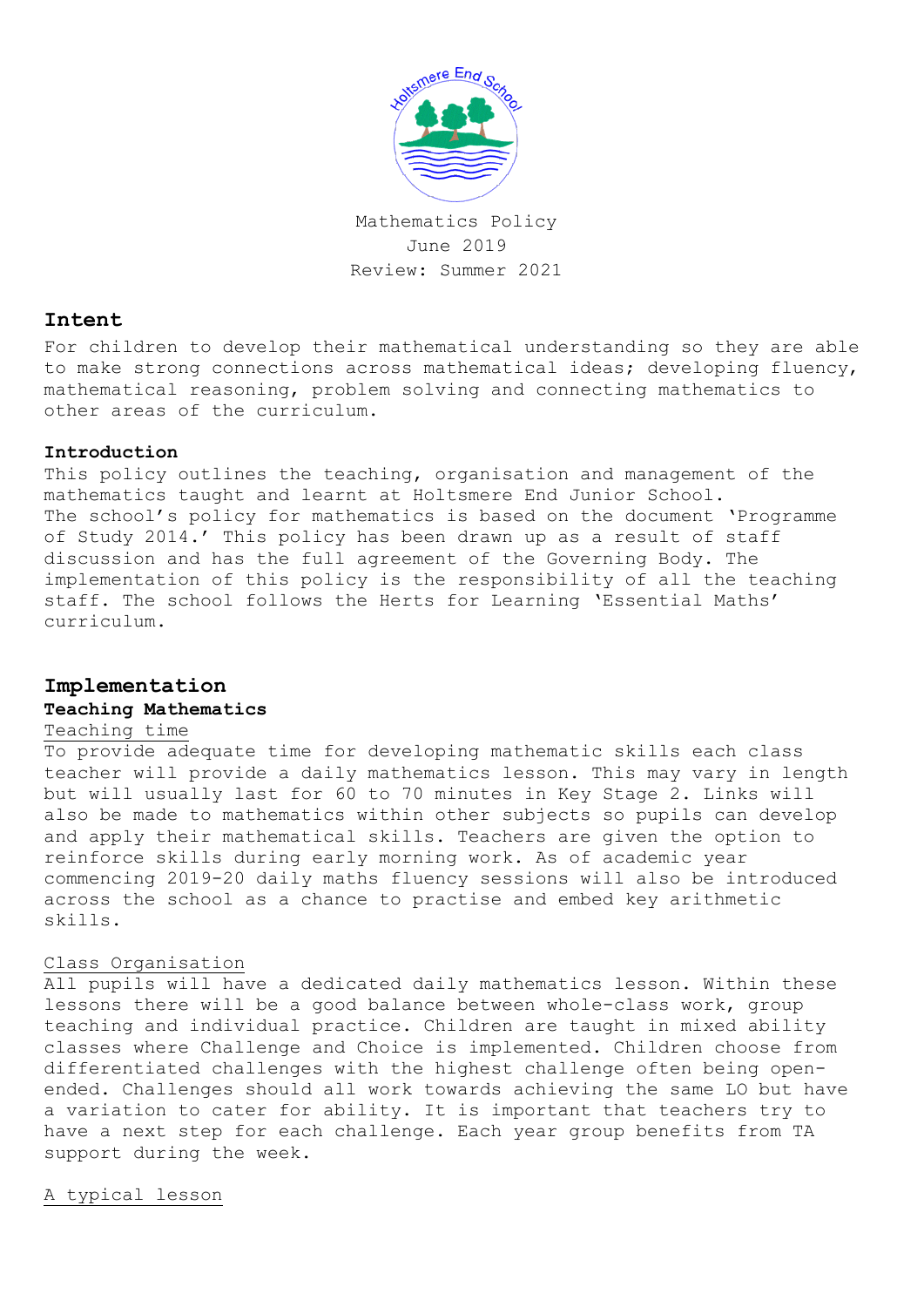Mathematics Policy
June 2019
Review: Summer 2021

## Intent

For children to develop their mathematical understanding so they are able to make strong connections across mathematical ideas; developing fluency, mathematical reasoning, problem solving and connecting mathematics to other areas of the curriculum.

### Introduction

This policy outlines the teaching, organisation and management of the mathematics taught and learnt at Holtsmere End Junior School. The school's policy for mathematics is based on the document 'Programme of Study 2014.' This policy has been drawn up as a result of staff discussion and has the full agreement of the Governing Body. The implementation of this policy is the responsibility of all the teaching staff. The school follows the Herts for Learning 'Essential Maths' curriculum.

## Implementation

### Teaching Mathematics

Teaching time

To provide adequate time for developing mathematic skills each class teacher will provide a daily mathematics lesson. This may vary in length but will usually last for 60 to 70 minutes in Key Stage 2. Links will also be made to mathematics within other subjects so pupils can develop and apply their mathematical skills. Teachers are given the option to reinforce skills during early morning work. As of academic year commencing 2019-20 daily maths fluency sessions will also be introduced across the school as a chance to practise and embed key arithmetic skills.

Class Organisation

All pupils will have a dedicated daily mathematics lesson. Within these lessons there will be a good balance between whole-class work, group teaching and individual practice. Children are taught in mixed ability classes where Challenge and Choice is implemented. Children choose from differentiated challenges with the highest challenge often being open-ended. Challenges should all work towards achieving the same LO but have a variation to cater for ability. It is important that teachers try to have a next step for each challenge. Each year group benefits from TA support during the week.

A typical lesson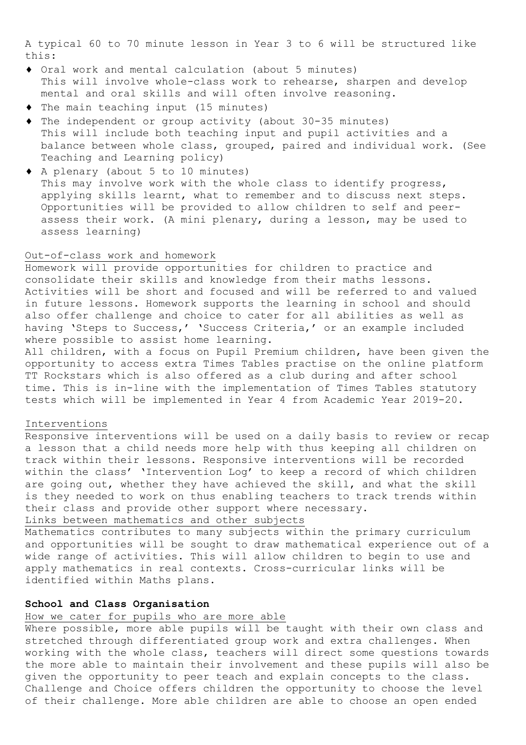A typical 60 to 70 minute lesson in Year 3 to 6 will be structured like this:

- Oral work and mental calculation (about 5 minutes)
  This will involve whole-class work to rehearse, sharpen and develop mental and oral skills and will often involve reasoning.
- The main teaching input (15 minutes)
- The independent or group activity (about 30-35 minutes)
  This will include both teaching input and pupil activities and a balance between whole class, grouped, paired and individual work. (See Teaching and Learning policy)
- A plenary (about 5 to 10 minutes)
  This may involve work with the whole class to identify progress, applying skills learnt, what to remember and to discuss next steps. Opportunities will be provided to allow children to self and peer-assess their work. (A mini plenary, during a lesson, may be used to assess learning)

<u>Out-of-class work and homework</u>

Homework will provide opportunities for children to practice and consolidate their skills and knowledge from their maths lessons. Activities will be short and focused and will be referred to and valued in future lessons. Homework supports the learning in school and should also offer challenge and choice to cater for all abilities as well as having 'Steps to Success,' 'Success Criteria,' or an example included where possible to assist home learning.

All children, with a focus on Pupil Premium children, have been given the opportunity to access extra Times Tables practise on the online platform TT Rockstars which is also offered as a club during and after school time. This is in-line with the implementation of Times Tables statutory tests which will be implemented in Year 4 from Academic Year 2019-20.

<u>Interventions</u>

Responsive interventions will be used on a daily basis to review or recap a lesson that a child needs more help with thus keeping all children on track within their lessons. Responsive interventions will be recorded within the class' 'Intervention Log' to keep a record of which children are going out, whether they have achieved the skill, and what the skill is they needed to work on thus enabling teachers to track trends within their class and provide other support where necessary.

<u>Links between mathematics and other subjects</u>

Mathematics contributes to many subjects within the primary curriculum and opportunities will be sought to draw mathematical experience out of a wide range of activities. This will allow children to begin to use and apply mathematics in real contexts. Cross-curricular links will be identified within Maths plans.

**School and Class Organisation**

<u>How we cater for pupils who are more able</u>

Where possible, more able pupils will be taught with their own class and stretched through differentiated group work and extra challenges. When working with the whole class, teachers will direct some questions towards the more able to maintain their involvement and these pupils will also be given the opportunity to peer teach and explain concepts to the class. Challenge and Choice offers children the opportunity to choose the level of their challenge. More able children are able to choose an open ended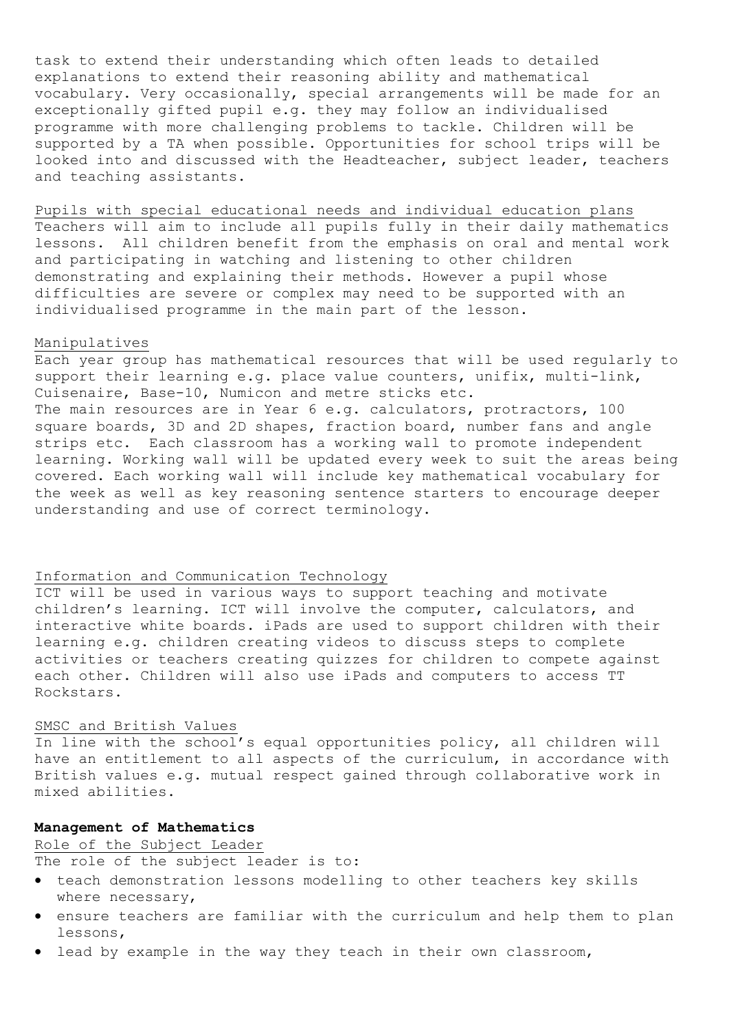task to extend their understanding which often leads to detailed explanations to extend their reasoning ability and mathematical vocabulary. Very occasionally, special arrangements will be made for an exceptionally gifted pupil e.g. they may follow an individualised programme with more challenging problems to tackle. Children will be supported by a TA when possible. Opportunities for school trips will be looked into and discussed with the Headteacher, subject leader, teachers and teaching assistants.

Pupils with special educational needs and individual education plans

Teachers will aim to include all pupils fully in their daily mathematics lessons. All children benefit from the emphasis on oral and mental work and participating in watching and listening to other children demonstrating and explaining their methods. However a pupil whose difficulties are severe or complex may need to be supported with an individualised programme in the main part of the lesson.

Manipulatives

Each year group has mathematical resources that will be used regularly to support their learning e.g. place value counters, unifix, multi-link, Cuisenaire, Base-10, Numicon and metre sticks etc.
The main resources are in Year 6 e.g. calculators, protractors, 100 square boards, 3D and 2D shapes, fraction board, number fans and angle strips etc. Each classroom has a working wall to promote independent learning. Working wall will be updated every week to suit the areas being covered. Each working wall will include key mathematical vocabulary for the week as well as key reasoning sentence starters to encourage deeper understanding and use of correct terminology.

Information and Communication Technology

ICT will be used in various ways to support teaching and motivate children's learning. ICT will involve the computer, calculators, and interactive white boards. iPads are used to support children with their learning e.g. children creating videos to discuss steps to complete activities or teachers creating quizzes for children to compete against each other. Children will also use iPads and computers to access TT Rockstars.

SMSC and British Values

In line with the school's equal opportunities policy, all children will have an entitlement to all aspects of the curriculum, in accordance with British values e.g. mutual respect gained through collaborative work in mixed abilities.

**Management of Mathematics**

Role of the Subject Leader

The role of the subject leader is to:

- teach demonstration lessons modelling to other teachers key skills where necessary,
- ensure teachers are familiar with the curriculum and help them to plan lessons,
- lead by example in the way they teach in their own classroom,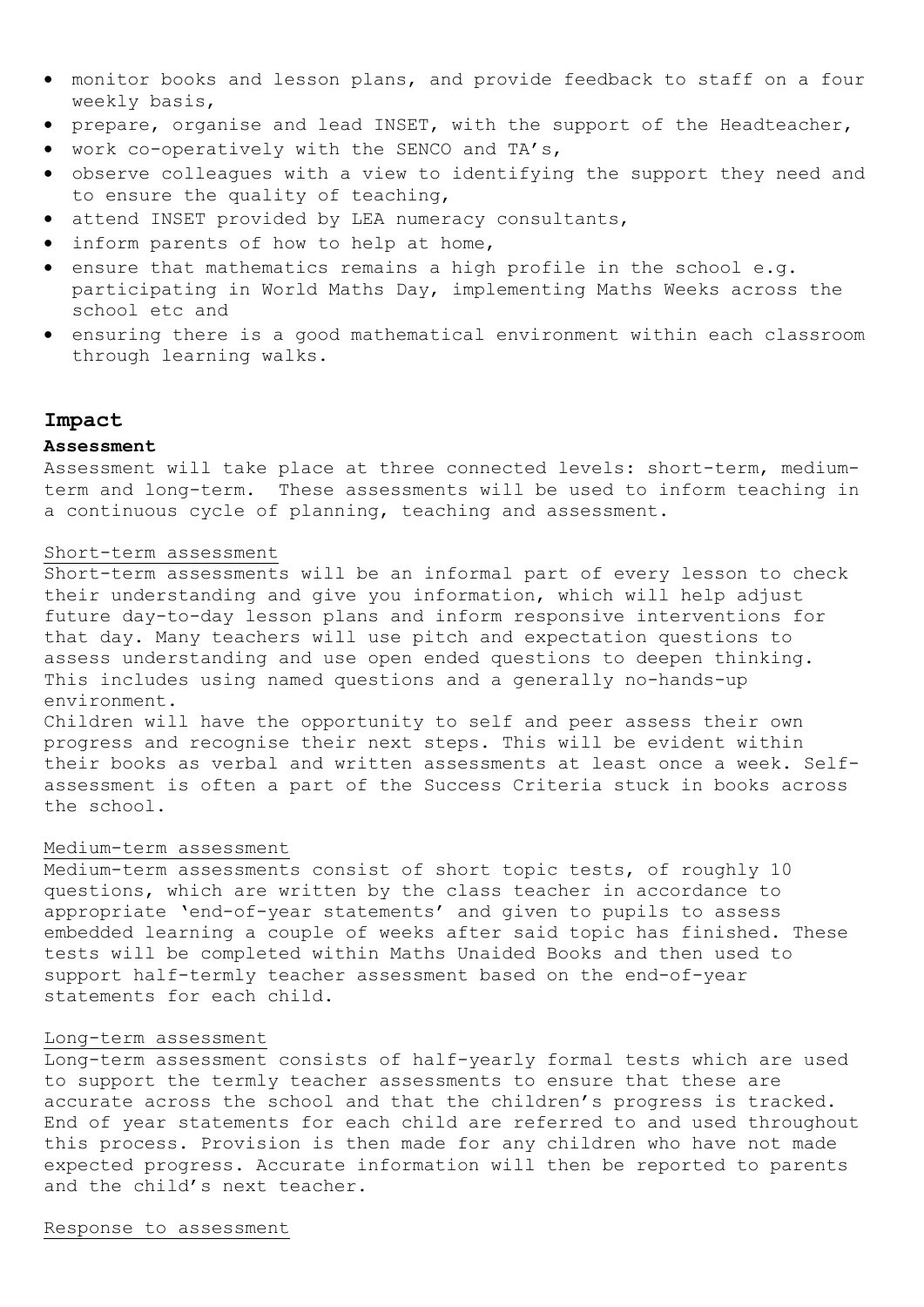- monitor books and lesson plans, and provide feedback to staff on a four weekly basis,
- prepare, organise and lead INSET, with the support of the Headteacher,
- work co-operatively with the SENCO and TA's,
- observe colleagues with a view to identifying the support they need and to ensure the quality of teaching,
- attend INSET provided by LEA numeracy consultants,
- inform parents of how to help at home,
- ensure that mathematics remains a high profile in the school e.g. participating in World Maths Day, implementing Maths Weeks across the school etc and
- ensuring there is a good mathematical environment within each classroom through learning walks.

## Impact

### Assessment

Assessment will take place at three connected levels: short-term, medium-term and long-term. These assessments will be used to inform teaching in a continuous cycle of planning, teaching and assessment.

#### Short-term assessment

Short-term assessments will be an informal part of every lesson to check their understanding and give you information, which will help adjust future day-to-day lesson plans and inform responsive interventions for that day. Many teachers will use pitch and expectation questions to assess understanding and use open ended questions to deepen thinking. This includes using named questions and a generally no-hands-up environment.

Children will have the opportunity to self and peer assess their own progress and recognise their next steps. This will be evident within their books as verbal and written assessments at least once a week. Self-assessment is often a part of the Success Criteria stuck in books across the school.

#### Medium-term assessment

Medium-term assessments consist of short topic tests, of roughly 10 questions, which are written by the class teacher in accordance to appropriate 'end-of-year statements' and given to pupils to assess embedded learning a couple of weeks after said topic has finished. These tests will be completed within Maths Unaided Books and then used to support half-termly teacher assessment based on the end-of-year statements for each child.

#### Long-term assessment

Long-term assessment consists of half-yearly formal tests which are used to support the termly teacher assessments to ensure that these are accurate across the school and that the children's progress is tracked. End of year statements for each child are referred to and used throughout this process. Provision is then made for any children who have not made expected progress. Accurate information will then be reported to parents and the child's next teacher.

#### Response to assessment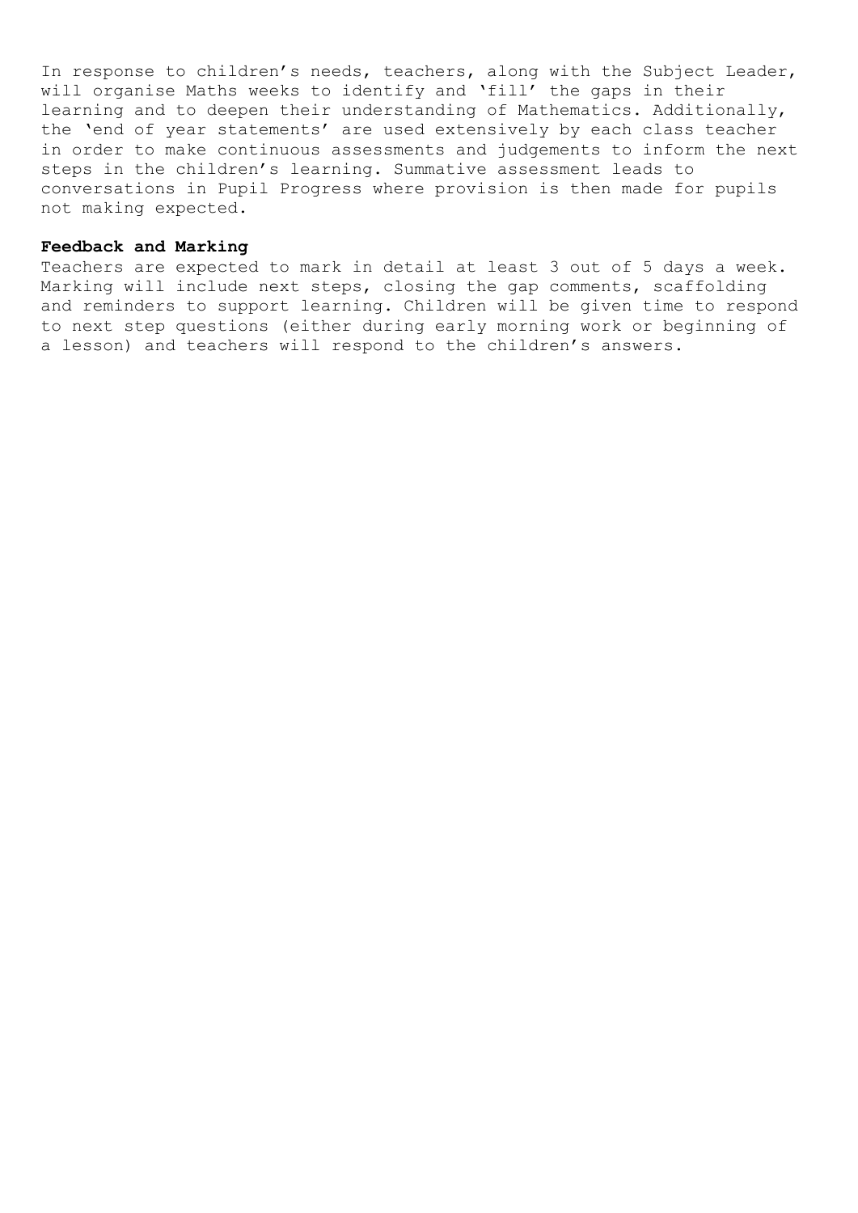In response to children's needs, teachers, along with the Subject Leader, will organise Maths weeks to identify and 'fill' the gaps in their learning and to deepen their understanding of Mathematics. Additionally, the 'end of year statements' are used extensively by each class teacher in order to make continuous assessments and judgements to inform the next steps in the children's learning. Summative assessment leads to conversations in Pupil Progress where provision is then made for pupils not making expected.

**Feedback and Marking**

Teachers are expected to mark in detail at least 3 out of 5 days a week. Marking will include next steps, closing the gap comments, scaffolding and reminders to support learning. Children will be given time to respond to next step questions (either during early morning work or beginning of a lesson) and teachers will respond to the children's answers.